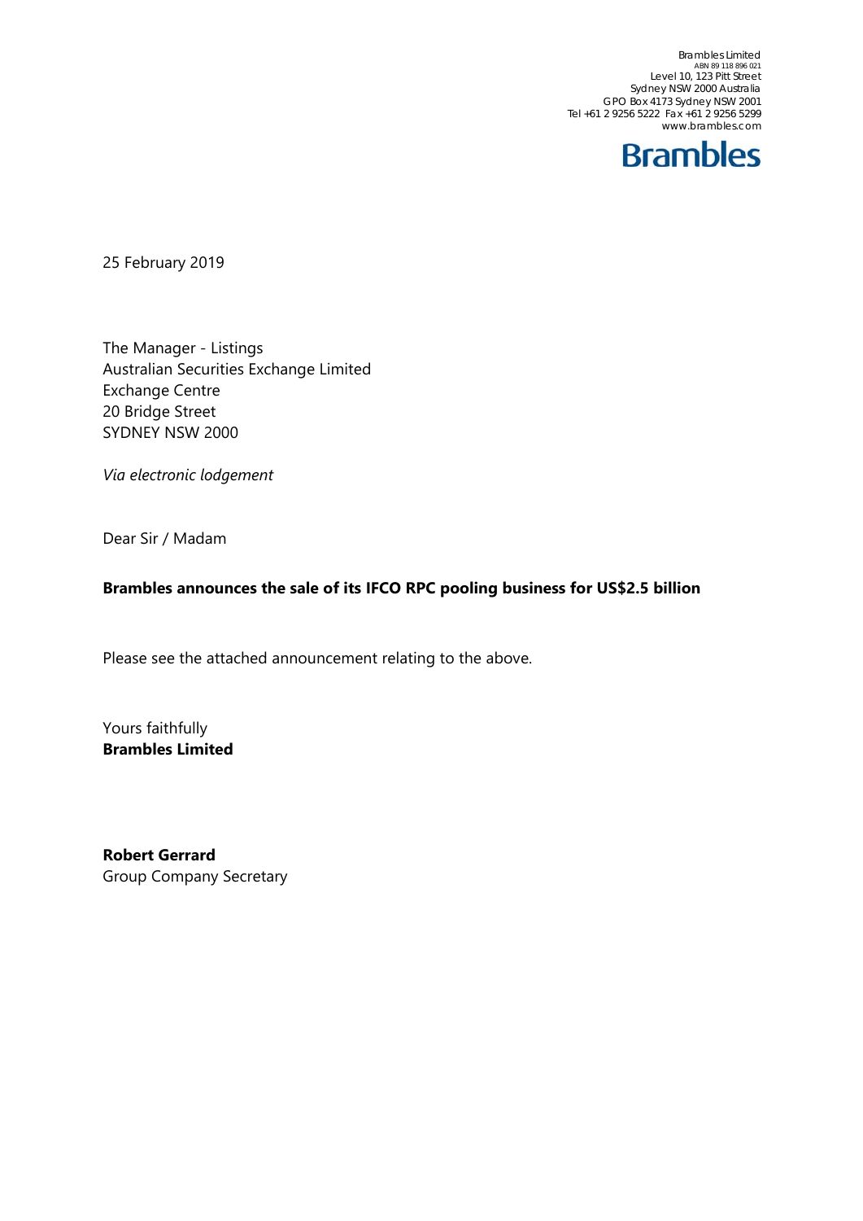Brambles Limited
ABN 89 118 896 021
Level 10, 123 Pitt Street
Sydney NSW 2000 Australia
GPO Box 4173 Sydney NSW 2001
Tel +61 2 9256 5222 Fax +61 2 9256 5299
www.brambles.com

**Brambles**

25 February 2019

The Manager - Listings
Australian Securities Exchange Limited
Exchange Centre
20 Bridge Street
SYDNEY NSW 2000

*Via electronic lodgement*

Dear Sir / Madam

**Brambles announces the sale of its IFCO RPC pooling business for US$2.5 billion**

Please see the attached announcement relating to the above.

Yours faithfully
**Brambles Limited**

**Robert Gerrard**
Group Company Secretary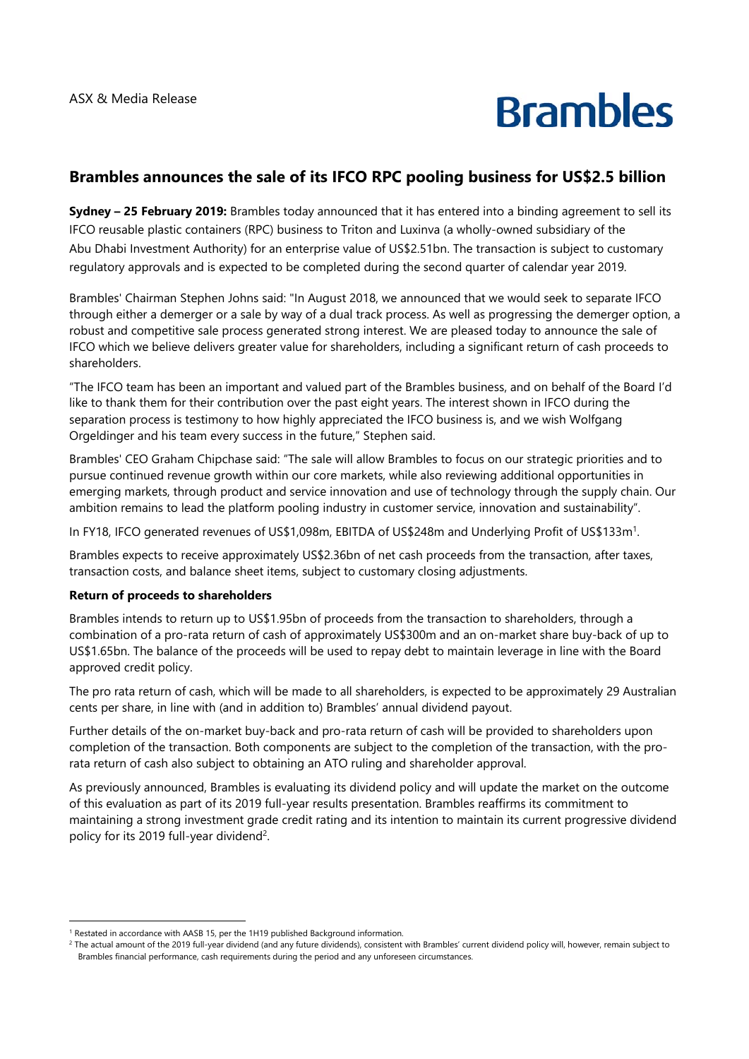ASX & Media Release

# Brambles announces the sale of its IFCO RPC pooling business for US$2.5 billion

**Sydney – 25 February 2019:** Brambles today announced that it has entered into a binding agreement to sell its IFCO reusable plastic containers (RPC) business to Triton and Luxinva (a wholly-owned subsidiary of the Abu Dhabi Investment Authority) for an enterprise value of US$2.51bn. The transaction is subject to customary regulatory approvals and is expected to be completed during the second quarter of calendar year 2019.

Brambles' Chairman Stephen Johns said: "In August 2018, we announced that we would seek to separate IFCO through either a demerger or a sale by way of a dual track process. As well as progressing the demerger option, a robust and competitive sale process generated strong interest. We are pleased today to announce the sale of IFCO which we believe delivers greater value for shareholders, including a significant return of cash proceeds to shareholders.

"The IFCO team has been an important and valued part of the Brambles business, and on behalf of the Board I'd like to thank them for their contribution over the past eight years. The interest shown in IFCO during the separation process is testimony to how highly appreciated the IFCO business is, and we wish Wolfgang Orgeldinger and his team every success in the future," Stephen said.

Brambles' CEO Graham Chipchase said: "The sale will allow Brambles to focus on our strategic priorities and to pursue continued revenue growth within our core markets, while also reviewing additional opportunities in emerging markets, through product and service innovation and use of technology through the supply chain. Our ambition remains to lead the platform pooling industry in customer service, innovation and sustainability".

In FY18, IFCO generated revenues of US$1,098m, EBITDA of US$248m and Underlying Profit of US$133m[1].

Brambles expects to receive approximately US$2.36bn of net cash proceeds from the transaction, after taxes, transaction costs, and balance sheet items, subject to customary closing adjustments.

**Return of proceeds to shareholders**

Brambles intends to return up to US$1.95bn of proceeds from the transaction to shareholders, through a combination of a pro-rata return of cash of approximately US$300m and an on-market share buy-back of up to US$1.65bn. The balance of the proceeds will be used to repay debt to maintain leverage in line with the Board approved credit policy.

The pro rata return of cash, which will be made to all shareholders, is expected to be approximately 29 Australian cents per share, in line with (and in addition to) Brambles' annual dividend payout.

Further details of the on-market buy-back and pro-rata return of cash will be provided to shareholders upon completion of the transaction. Both components are subject to the completion of the transaction, with the pro-rata return of cash also subject to obtaining an ATO ruling and shareholder approval.

As previously announced, Brambles is evaluating its dividend policy and will update the market on the outcome of this evaluation as part of its 2019 full-year results presentation. Brambles reaffirms its commitment to maintaining a strong investment grade credit rating and its intention to maintain its current progressive dividend policy for its 2019 full-year dividend[2].

---

[1] Restated in accordance with AASB 15, per the 1H19 published Background information.

[2] The actual amount of the 2019 full-year dividend (and any future dividends), consistent with Brambles' current dividend policy will, however, remain subject to Brambles financial performance, cash requirements during the period and any unforeseen circumstances.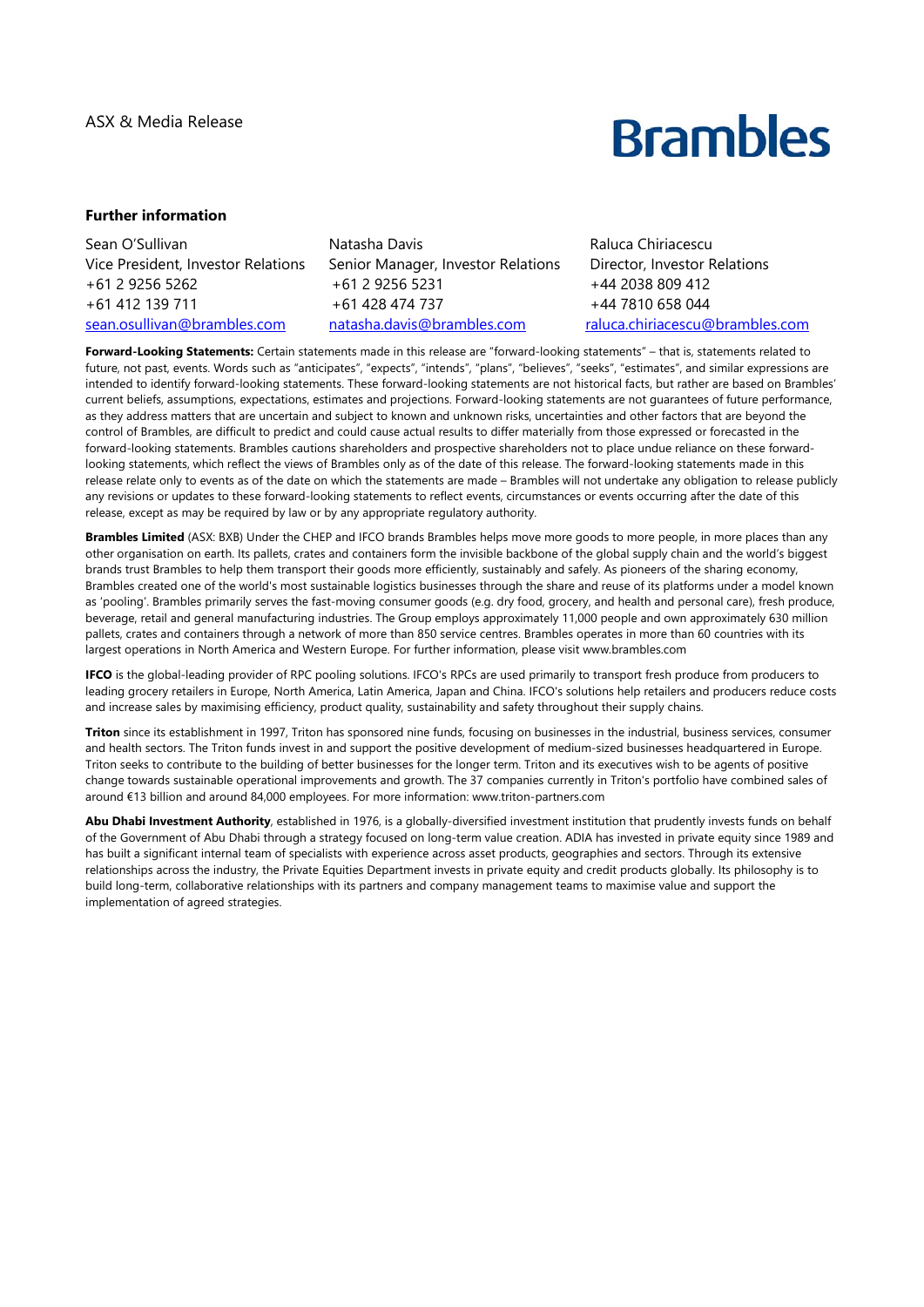ASX & Media Release

Brambles

## Further information

| | | |
|---|---|---|
| Sean O'Sullivan | Natasha Davis | Raluca Chiriacescu |
| Vice President, Investor Relations | Senior Manager, Investor Relations | Director, Investor Relations |
| +61 2 9256 5262 | +61 2 9256 5231 | +44 2038 809 412 |
| +61 412 139 711 | +61 428 474 737 | +44 7810 658 044 |
| sean.osullivan@brambles.com | natasha.davis@brambles.com | raluca.chiriacescu@brambles.com |

**Forward-Looking Statements:** Certain statements made in this release are "forward-looking statements" – that is, statements related to future, not past, events. Words such as "anticipates", "expects", "intends", "plans", "believes", "seeks", "estimates", and similar expressions are intended to identify forward-looking statements. These forward-looking statements are not historical facts, but rather are based on Brambles' current beliefs, assumptions, expectations, estimates and projections. Forward-looking statements are not guarantees of future performance, as they address matters that are uncertain and subject to known and unknown risks, uncertainties and other factors that are beyond the control of Brambles, are difficult to predict and could cause actual results to differ materially from those expressed or forecasted in the forward-looking statements. Brambles cautions shareholders and prospective shareholders not to place undue reliance on these forward-looking statements, which reflect the views of Brambles only as of the date of this release. The forward-looking statements made in this release relate only to events as of the date on which the statements are made – Brambles will not undertake any obligation to release publicly any revisions or updates to these forward-looking statements to reflect events, circumstances or events occurring after the date of this release, except as may be required by law or by any appropriate regulatory authority.

**Brambles Limited** (ASX: BXB) Under the CHEP and IFCO brands Brambles helps move more goods to more people, in more places than any other organisation on earth. Its pallets, crates and containers form the invisible backbone of the global supply chain and the world's biggest brands trust Brambles to help them transport their goods more efficiently, sustainably and safely. As pioneers of the sharing economy, Brambles created one of the world's most sustainable logistics businesses through the share and reuse of its platforms under a model known as 'pooling'. Brambles primarily serves the fast-moving consumer goods (e.g. dry food, grocery, and health and personal care), fresh produce, beverage, retail and general manufacturing industries. The Group employs approximately 11,000 people and own approximately 630 million pallets, crates and containers through a network of more than 850 service centres. Brambles operates in more than 60 countries with its largest operations in North America and Western Europe. For further information, please visit www.brambles.com

**IFCO** is the global-leading provider of RPC pooling solutions. IFCO's RPCs are used primarily to transport fresh produce from producers to leading grocery retailers in Europe, North America, Latin America, Japan and China. IFCO's solutions help retailers and producers reduce costs and increase sales by maximising efficiency, product quality, sustainability and safety throughout their supply chains.

**Triton** since its establishment in 1997, Triton has sponsored nine funds, focusing on businesses in the industrial, business services, consumer and health sectors. The Triton funds invest in and support the positive development of medium-sized businesses headquartered in Europe. Triton seeks to contribute to the building of better businesses for the longer term. Triton and its executives wish to be agents of positive change towards sustainable operational improvements and growth. The 37 companies currently in Triton's portfolio have combined sales of around €13 billion and around 84,000 employees. For more information: www.triton-partners.com

**Abu Dhabi Investment Authority**, established in 1976, is a globally-diversified investment institution that prudently invests funds on behalf of the Government of Abu Dhabi through a strategy focused on long-term value creation. ADIA has invested in private equity since 1989 and has built a significant internal team of specialists with experience across asset products, geographies and sectors. Through its extensive relationships across the industry, the Private Equities Department invests in private equity and credit products globally. Its philosophy is to build long-term, collaborative relationships with its partners and company management teams to maximise value and support the implementation of agreed strategies.